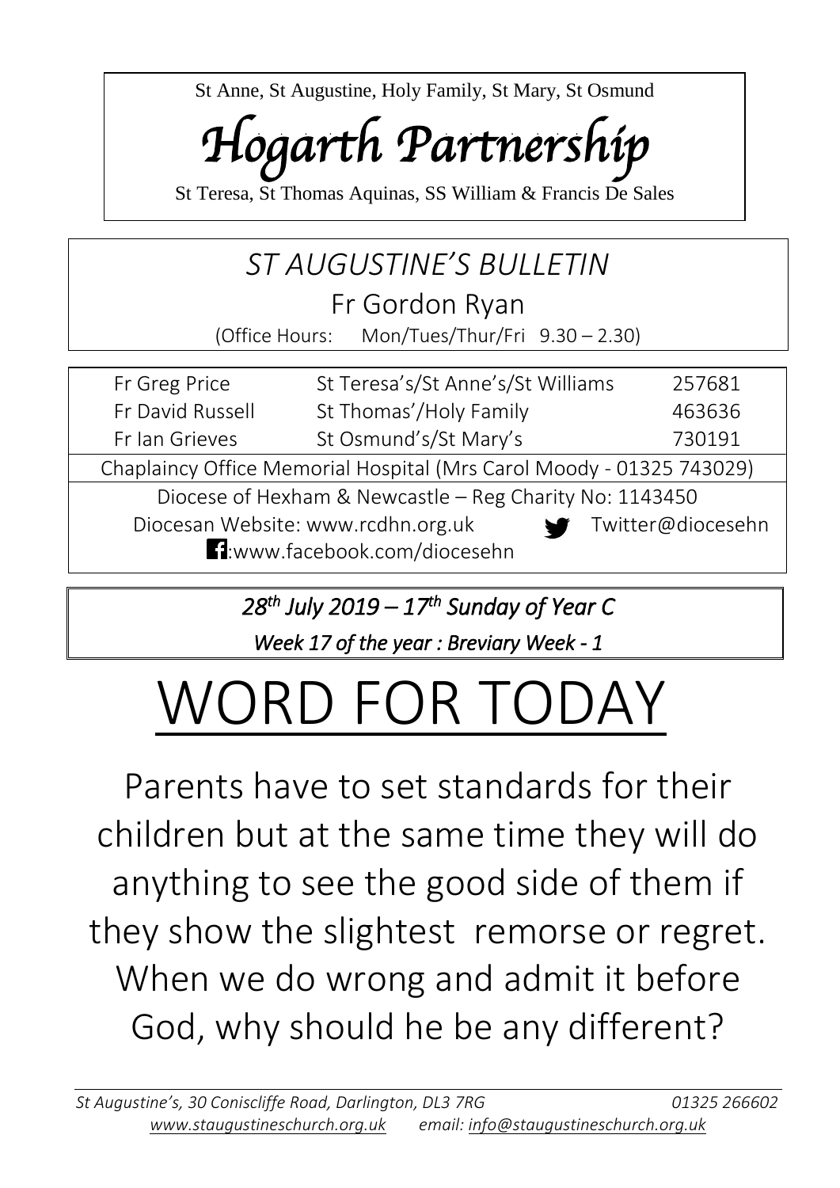St Anne, St Augustine, Holy Family, St Mary, St Osmund

# *Hogarth Partnership*

St Teresa, St Thomas Aquinas, SS William & Francis De Sales

## *ST AUGUSTINE'S BULLETIN*

Fr Gordon Ryan

(Office Hours: Mon/Tues/Thur/Fri 9.30 – 2.30)

| | | |
|---|---|---|
| Fr Greg Price | St Teresa's/St Anne's/St Williams | 257681 |
| Fr David Russell | St Thomas'/Holy Family | 463636 |
| Fr Ian Grieves | St Osmund's/St Mary's | 730191 |

Chaplaincy Office Memorial Hospital (Mrs Carol Moody - 01325 743029)

Diocese of Hexham & Newcastle – Reg Charity No: 1143450

Diocesan Website: www.rcdhn.org.uk Twitter@diocesehn

:www.facebook.com/diocesehn

*28th July 2019 – 17th Sunday of Year C*

*Week 17 of the year : Breviary Week - 1*

# WORD FOR TODAY

Parents have to set standards for their children but at the same time they will do anything to see the good side of them if they show the slightest remorse or regret. When we do wrong and admit it before God, why should he be any different?

*St Augustine's, 30 Coniscliffe Road, Darlington, DL3 7RG* *01325 266602*

*www.staugustineschurch.org.uk* *email: info@staugustineschurch.org.uk*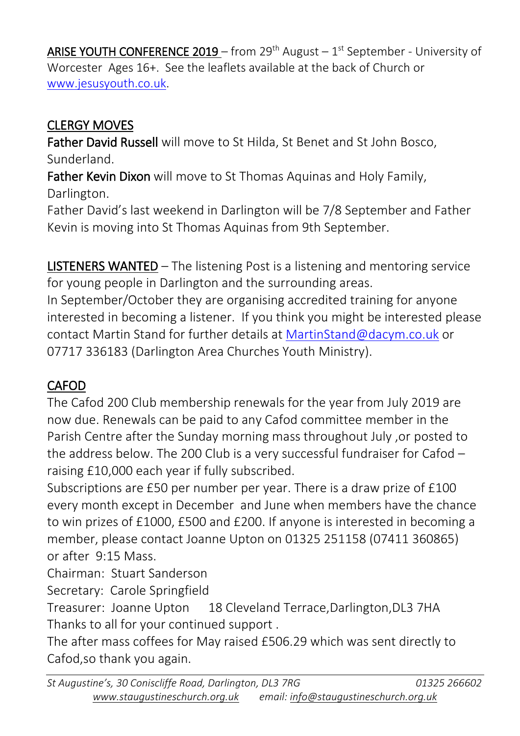**ARISE YOUTH CONFERENCE 2019** – from 29th August – 1st September - University of Worcester Ages 16+. See the leaflets available at the back of Church or www.jesusyouth.co.uk.

## CLERGY MOVES

**Father David Russell** will move to St Hilda, St Benet and St John Bosco, Sunderland.

**Father Kevin Dixon** will move to St Thomas Aquinas and Holy Family, Darlington.

Father David's last weekend in Darlington will be 7/8 September and Father Kevin is moving into St Thomas Aquinas from 9th September.

**LISTENERS WANTED** – The listening Post is a listening and mentoring service for young people in Darlington and the surrounding areas.

In September/October they are organising accredited training for anyone interested in becoming a listener. If you think you might be interested please contact Martin Stand for further details at MartinStand@dacym.co.uk or 07717 336183 (Darlington Area Churches Youth Ministry).

## CAFOD

The Cafod 200 Club membership renewals for the year from July 2019 are now due. Renewals can be paid to any Cafod committee member in the Parish Centre after the Sunday morning mass throughout July ,or posted to the address below. The 200 Club is a very successful fundraiser for Cafod – raising £10,000 each year if fully subscribed.

Subscriptions are £50 per number per year. There is a draw prize of £100 every month except in December and June when members have the chance to win prizes of £1000, £500 and £200. If anyone is interested in becoming a member, please contact Joanne Upton on 01325 251158 (07411 360865) or after 9:15 Mass.

Chairman: Stuart Sanderson
Secretary: Carole Springfield
Treasurer: Joanne Upton 18 Cleveland Terrace,Darlington,DL3 7HA

Thanks to all for your continued support .

The after mass coffees for May raised £506.29 which was sent directly to Cafod,so thank you again.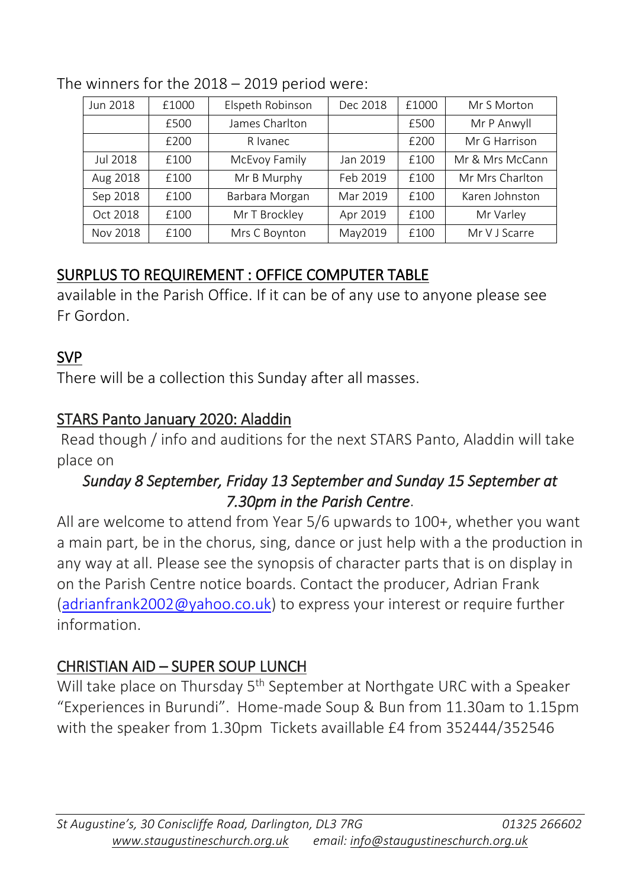The winners for the 2018 – 2019 period were:

| Jun 2018 | £1000 | Elspeth Robinson | Dec 2018 | £1000 | Mr S Morton |
|---|---|---|---|---|---|
| | £500 | James Charlton | | £500 | Mr P Anwyll |
| | £200 | R Ivanec | | £200 | Mr G Harrison |
| Jul 2018 | £100 | McEvoy Family | Jan 2019 | £100 | Mr & Mrs McCann |
| Aug 2018 | £100 | Mr B Murphy | Feb 2019 | £100 | Mr Mrs Charlton |
| Sep 2018 | £100 | Barbara Morgan | Mar 2019 | £100 | Karen Johnston |
| Oct 2018 | £100 | Mr T Brockley | Apr 2019 | £100 | Mr Varley |
| Nov 2018 | £100 | Mrs C Boynton | May2019 | £100 | Mr V J Scarre |

## SURPLUS TO REQUIREMENT : OFFICE COMPUTER TABLE

available in the Parish Office. If it can be of any use to anyone please see Fr Gordon.

## SVP

There will be a collection this Sunday after all masses.

## STARS Panto January 2020: Aladdin

Read though / info and auditions for the next STARS Panto, Aladdin will take place on

*Sunday 8 September, Friday 13 September and Sunday 15 September at 7.30pm in the Parish Centre*.

All are welcome to attend from Year 5/6 upwards to 100+, whether you want a main part, be in the chorus, sing, dance or just help with a the production in any way at all. Please see the synopsis of character parts that is on display in on the Parish Centre notice boards. Contact the producer, Adrian Frank (adrianfrank2002@yahoo.co.uk) to express your interest or require further information.

## CHRISTIAN AID – SUPER SOUP LUNCH

Will take place on Thursday 5th September at Northgate URC with a Speaker "Experiences in Burundi". Home-made Soup & Bun from 11.30am to 1.15pm with the speaker from 1.30pm Tickets availlable £4 from 352444/352546

*St Augustine's, 30 Coniscliffe Road, Darlington, DL3 7RG* 01325 266602
*www.staugustineschurch.org.uk email: info@staugustineschurch.org.uk*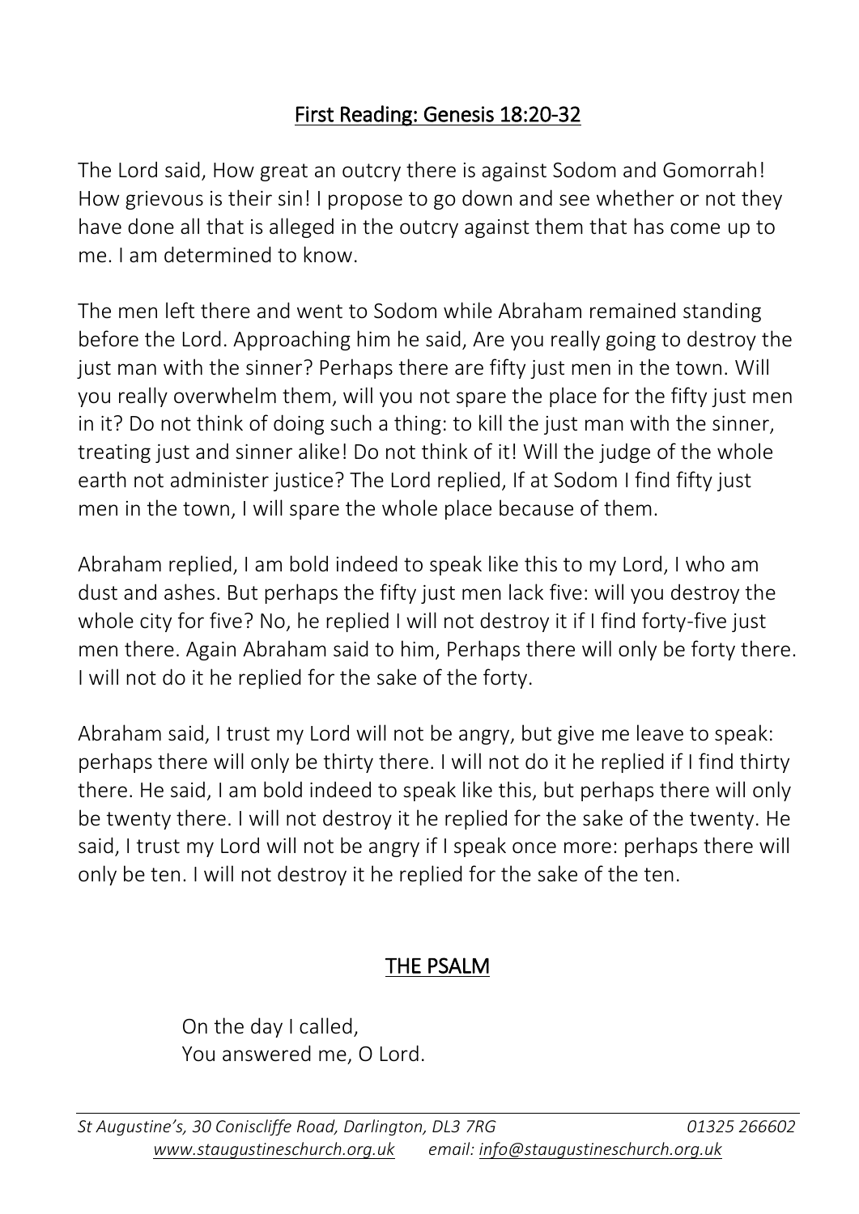## First Reading: Genesis 18:20-32

The Lord said, How great an outcry there is against Sodom and Gomorrah! How grievous is their sin! I propose to go down and see whether or not they have done all that is alleged in the outcry against them that has come up to me. I am determined to know.

The men left there and went to Sodom while Abraham remained standing before the Lord. Approaching him he said, Are you really going to destroy the just man with the sinner? Perhaps there are fifty just men in the town. Will you really overwhelm them, will you not spare the place for the fifty just men in it? Do not think of doing such a thing: to kill the just man with the sinner, treating just and sinner alike! Do not think of it! Will the judge of the whole earth not administer justice? The Lord replied, If at Sodom I find fifty just men in the town, I will spare the whole place because of them.

Abraham replied, I am bold indeed to speak like this to my Lord, I who am dust and ashes. But perhaps the fifty just men lack five: will you destroy the whole city for five? No, he replied I will not destroy it if I find forty-five just men there. Again Abraham said to him, Perhaps there will only be forty there. I will not do it he replied for the sake of the forty.

Abraham said, I trust my Lord will not be angry, but give me leave to speak: perhaps there will only be thirty there. I will not do it he replied if I find thirty there. He said, I am bold indeed to speak like this, but perhaps there will only be twenty there. I will not destroy it he replied for the sake of the twenty. He said, I trust my Lord will not be angry if I speak once more: perhaps there will only be ten. I will not destroy it he replied for the sake of the ten.

## THE PSALM

On the day I called,
You answered me, O Lord.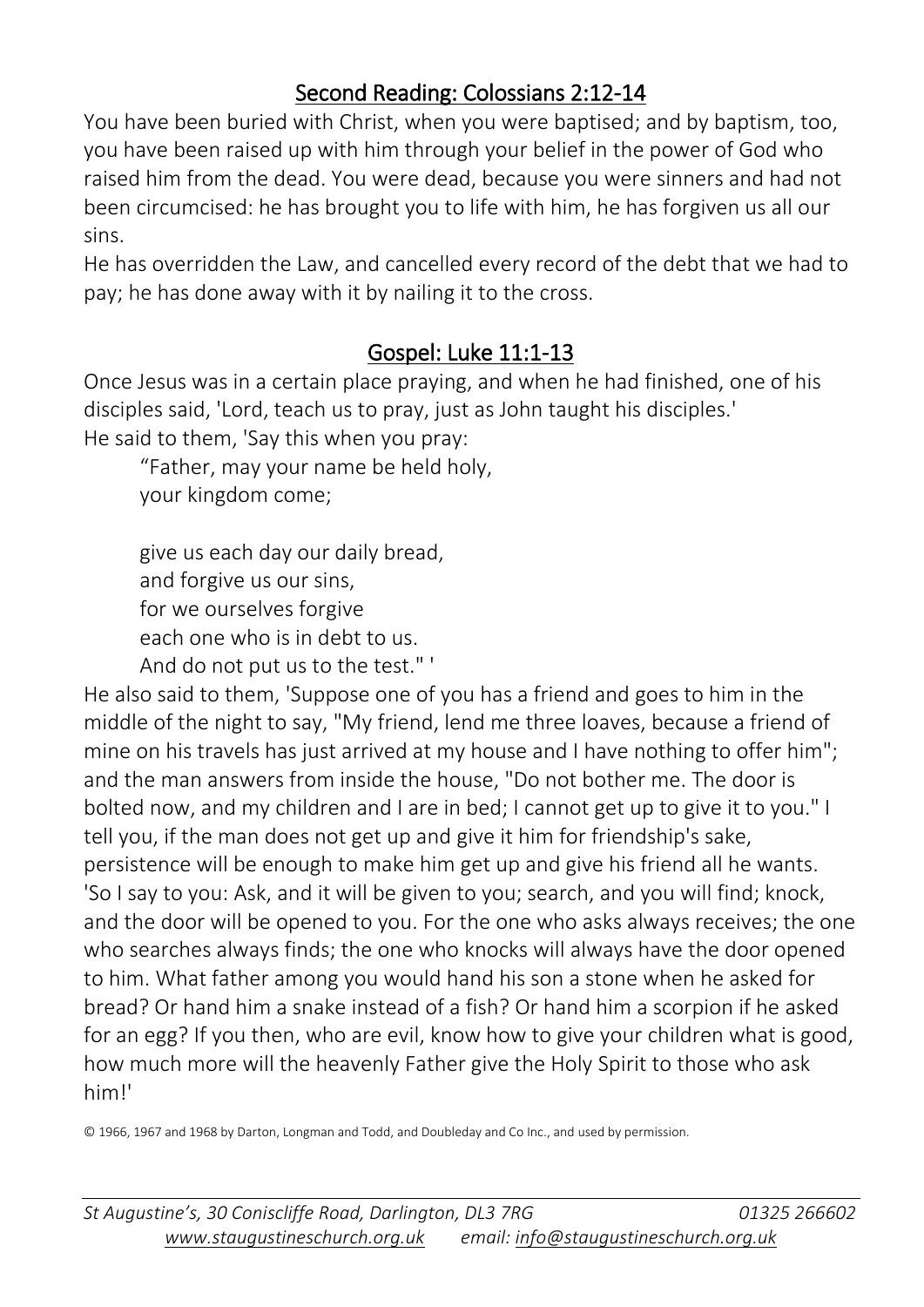## Second Reading: Colossians 2:12-14

You have been buried with Christ, when you were baptised; and by baptism, too, you have been raised up with him through your belief in the power of God who raised him from the dead. You were dead, because you were sinners and had not been circumcised: he has brought you to life with him, he has forgiven us all our sins.
He has overridden the Law, and cancelled every record of the debt that we had to pay; he has done away with it by nailing it to the cross.

## Gospel: Luke 11:1-13

Once Jesus was in a certain place praying, and when he had finished, one of his disciples said, 'Lord, teach us to pray, just as John taught his disciples.'
He said to them, 'Say this when you pray:

> "Father, may your name be held holy,
> your kingdom come;
>
> give us each day our daily bread,
> and forgive us our sins,
> for we ourselves forgive
> each one who is in debt to us.
> And do not put us to the test." '

He also said to them, 'Suppose one of you has a friend and goes to him in the middle of the night to say, "My friend, lend me three loaves, because a friend of mine on his travels has just arrived at my house and I have nothing to offer him"; and the man answers from inside the house, "Do not bother me. The door is bolted now, and my children and I are in bed; I cannot get up to give it to you." I tell you, if the man does not get up and give it him for friendship's sake, persistence will be enough to make him get up and give his friend all he wants.
'So I say to you: Ask, and it will be given to you; search, and you will find; knock, and the door will be opened to you. For the one who asks always receives; the one who searches always finds; the one who knocks will always have the door opened to him. What father among you would hand his son a stone when he asked for bread? Or hand him a snake instead of a fish? Or hand him a scorpion if he asked for an egg? If you then, who are evil, know how to give your children what is good, how much more will the heavenly Father give the Holy Spirit to those who ask him!'

© 1966, 1967 and 1968 by Darton, Longman and Todd, and Doubleday and Co Inc., and used by permission.

*St Augustine's, 30 Coniscliffe Road, Darlington, DL3 7RG* *01325 266602*
*www.staugustineschurch.org.uk* *email: info@staugustineschurch.org.uk*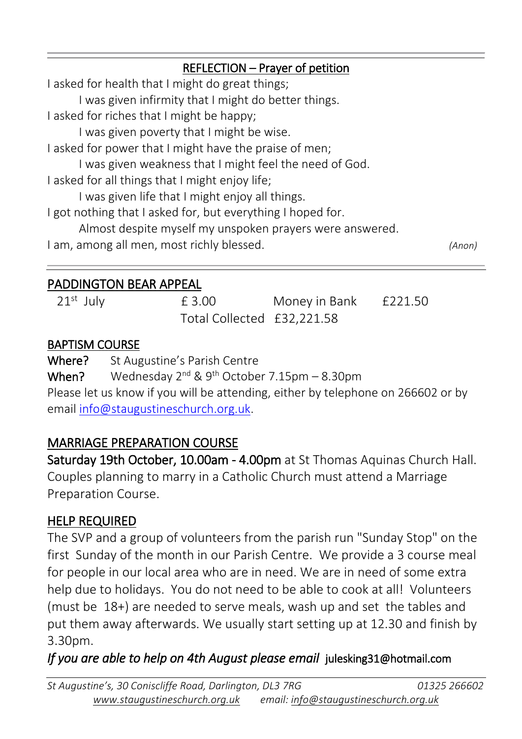## REFLECTION – Prayer of petition

I asked for health that I might do great things;
  I was given infirmity that I might do better things.
I asked for riches that I might be happy;
  I was given poverty that I might be wise.
I asked for power that I might have the praise of men;
  I was given weakness that I might feel the need of God.
I asked for all things that I might enjoy life;
  I was given life that I might enjoy all things.
I got nothing that I asked for, but everything I hoped for.
  Almost despite myself my unspoken prayers were answered.
I am, among all men, most richly blessed. *(Anon)*

## PADDINGTON BEAR APPEAL

| 21st July | £ 3.00 | Money in Bank | £221.50 |
|---|---|---|---|
| | Total Collected | £32,221.58 | |

## BAPTISM COURSE

**Where?** St Augustine's Parish Centre
**When?** Wednesday 2nd & 9th October 7.15pm – 8.30pm
Please let us know if you will be attending, either by telephone on 266602 or by email info@staugustineschurch.org.uk.

## MARRIAGE PREPARATION COURSE

**Saturday 19th October, 10.00am - 4.00pm** at St Thomas Aquinas Church Hall. Couples planning to marry in a Catholic Church must attend a Marriage Preparation Course.

## HELP REQUIRED

The SVP and a group of volunteers from the parish run "Sunday Stop" on the first Sunday of the month in our Parish Centre. We provide a 3 course meal for people in our local area who are in need. We are in need of some extra help due to holidays. You do not need to be able to cook at all! Volunteers (must be 18+) are needed to serve meals, wash up and set the tables and put them away afterwards. We usually start setting up at 12.30 and finish by 3.30pm.

*If you are able to help on 4th August please email* julesking31@hotmail.com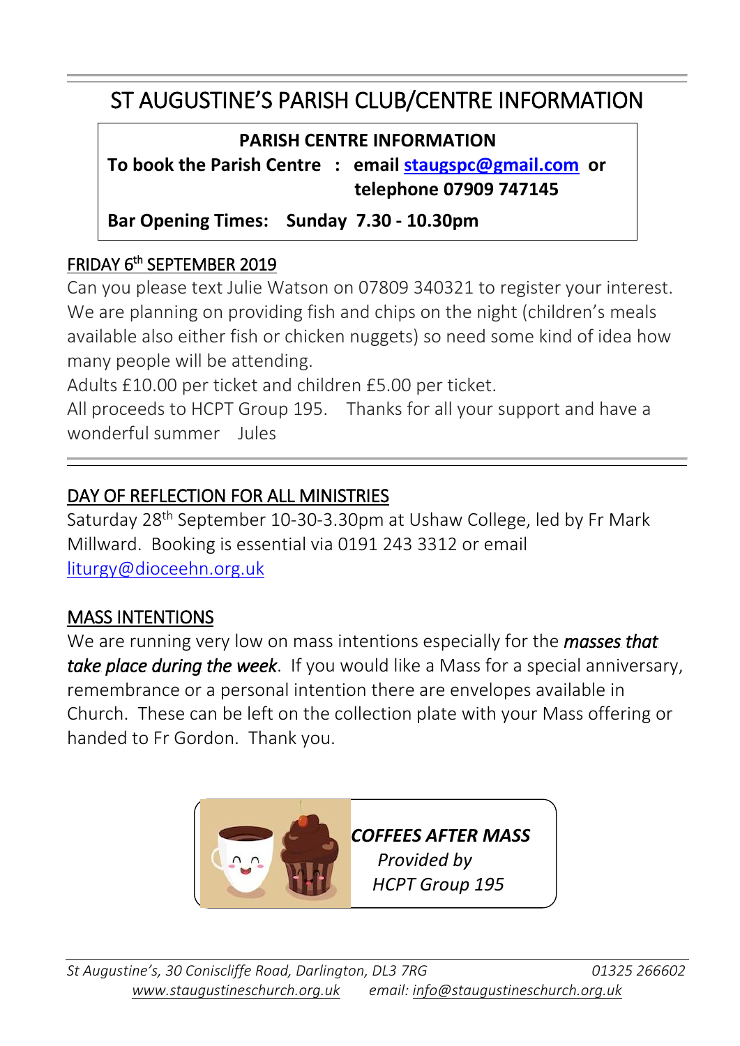# ST AUGUSTINE'S PARISH CLUB/CENTRE INFORMATION

**PARISH CENTRE INFORMATION**

**To book the Parish Centre : email staugspc@gmail.com or telephone 07909 747145**

**Bar Opening Times: Sunday 7.30 - 10.30pm**

## FRIDAY 6th SEPTEMBER 2019

Can you please text Julie Watson on 07809 340321 to register your interest. We are planning on providing fish and chips on the night (children's meals available also either fish or chicken nuggets) so need some kind of idea how many people will be attending.

Adults £10.00 per ticket and children £5.00 per ticket.

All proceeds to HCPT Group 195. Thanks for all your support and have a wonderful summer Jules

---

## DAY OF REFLECTION FOR ALL MINISTRIES

Saturday 28th September 10-30-3.30pm at Ushaw College, led by Fr Mark Millward. Booking is essential via 0191 243 3312 or email liturgy@dioceehn.org.uk

## MASS INTENTIONS

We are running very low on mass intentions especially for the ***masses that take place during the week***. If you would like a Mass for a special anniversary, remembrance or a personal intention there are envelopes available in Church. These can be left on the collection plate with your Mass offering or handed to Fr Gordon. Thank you.

***COFFEES AFTER MASS***
*Provided by*
*HCPT Group 195*

*St Augustine's, 30 Coniscliffe Road, Darlington, DL3 7RG* *01325 266602*
*www.staugustineschurch.org.uk* *email: info@staugustineschurch.org.uk*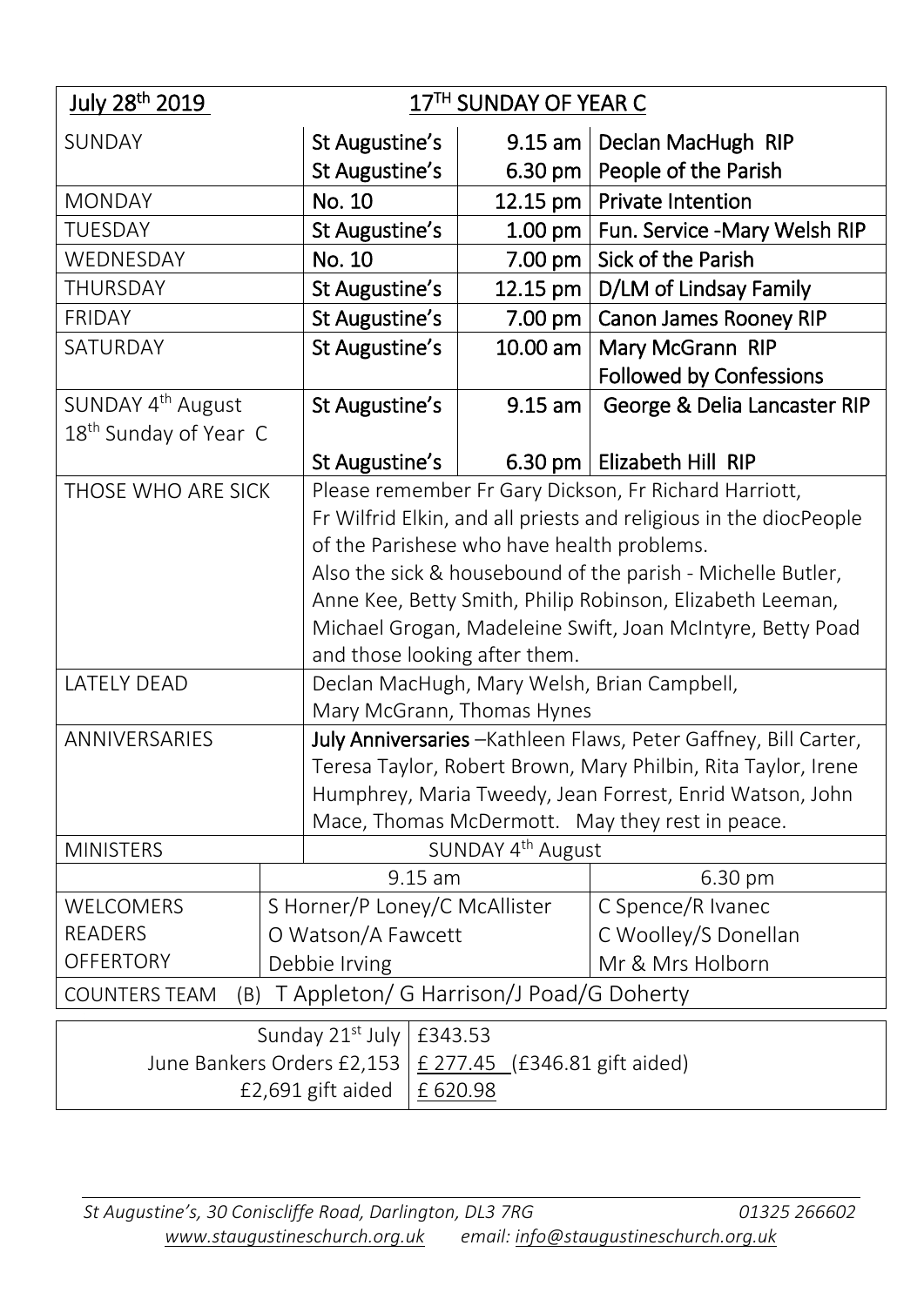| July 28th 2019 | 17TH SUNDAY OF YEAR C | | |
|---|---|---|---|
| SUNDAY | St Augustine's<br>St Augustine's | 9.15 am<br>6.30 pm | Declan MacHugh RIP<br>People of the Parish |
| MONDAY | No. 10 | 12.15 pm | Private Intention |
| TUESDAY | St Augustine's | 1.00 pm | Fun. Service -Mary Welsh RIP |
| WEDNESDAY | No. 10 | 7.00 pm | Sick of the Parish |
| THURSDAY | St Augustine's | 12.15 pm | D/LM of Lindsay Family |
| FRIDAY | St Augustine's | 7.00 pm | Canon James Rooney RIP |
| SATURDAY | St Augustine's | 10.00 am | Mary McGrann RIP<br>Followed by Confessions |
| SUNDAY 4th August<br>18th Sunday of Year C | St Augustine's<br>St Augustine's | 9.15 am<br>6.30 pm | George & Delia Lancaster RIP<br>Elizabeth Hill RIP |
| THOSE WHO ARE SICK | Please remember Fr Gary Dickson, Fr Richard Harriott, Fr Wilfrid Elkin, and all priests and religious in the diocPeople of the Parishese who have health problems. Also the sick & housebound of the parish - Michelle Butler, Anne Kee, Betty Smith, Philip Robinson, Elizabeth Leeman, Michael Grogan, Madeleine Swift, Joan McIntyre, Betty Poad and those looking after them. | | |
| LATELY DEAD | Declan MacHugh, Mary Welsh, Brian Campbell, Mary McGrann, Thomas Hynes | | |
| ANNIVERSARIES | **July Anniversaries** –Kathleen Flaws, Peter Gaffney, Bill Carter, Teresa Taylor, Robert Brown, Mary Philbin, Rita Taylor, Irene Humphrey, Maria Tweedy, Jean Forrest, Enrid Watson, John Mace, Thomas McDermott. May they rest in peace. | | |

| MINISTERS | SUNDAY 4th August | |
|---|---|---|
| | 9.15 am | 6.30 pm |
| WELCOMERS | S Horner/P Loney/C McAllister | C Spence/R Ivanec |
| READERS | O Watson/A Fawcett | C Woolley/S Donellan |
| OFFERTORY | Debbie Irving | Mr & Mrs Holborn |
| COUNTERS TEAM (B) | T Appleton/ G Harrison/J Poad/G Doherty | |

| | |
|---|---|
| Sunday 21st July | £343.53 |
| June Bankers Orders £2,153 | £ 277.45 (£346.81 gift aided) |
| £2,691 gift aided | £ 620.98 |

*St Augustine's, 30 Coniscliffe Road, Darlington, DL3 7RG* *01325 266602*
*www.staugustineschurch.org.uk* *email: info@staugustineschurch.org.uk*